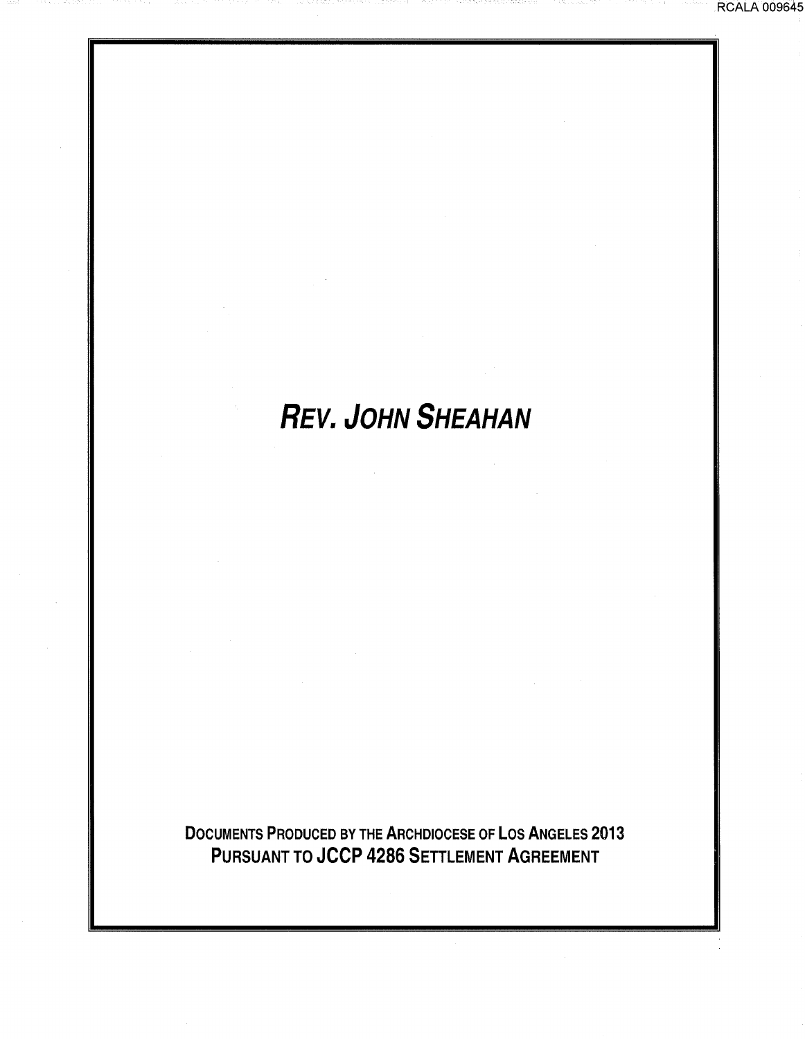# *REV. JOHN SHEAHAN*

**DOCUMENTS PRODUCED BY THE ARCHDIOCESE OF LOS ANGELES 2013**
**PURSUANT TO JCCP 4286 SETTLEMENT AGREEMENT**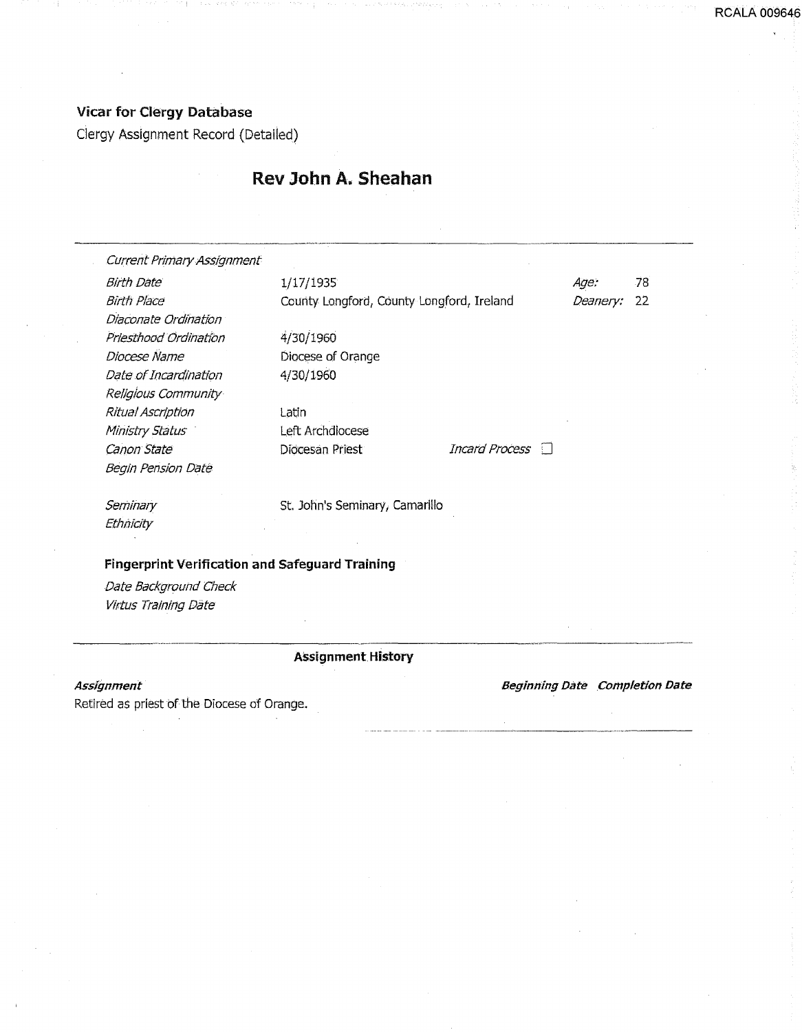**Vicar for Clergy Database**

Clergy Assignment Record (Detailed)

# Rev John A. Sheahan

| | | | |
|---|---|---|---|
| *Current Primary Assignment* | | | |
| *Birth Date* | 1/17/1935 | *Age:* | 78 |
| *Birth Place* | County Longford, County Longford, Ireland | *Deanery:* | 22 |
| *Diaconate Ordination* | | | |
| *Priesthood Ordination* | 4/30/1960 | | |
| *Diocese Name* | Diocese of Orange | | |
| *Date of Incardination* | 4/30/1960 | | |
| *Religious Community* | | | |
| *Ritual Ascription* | Latin | | |
| *Ministry Status* | Left Archdiocese | | |
| *Canon State* | Diocesan Priest | *Incard Process* ☐ | |
| *Begin Pension Date* | | | |
| *Seminary* | St. John's Seminary, Camarillo | | |
| *Ethnicity* | | | |

**Fingerprint Verification and Safeguard Training**

*Date Background Check*

*Virtus Training Date*

**Assignment History**

| ***Assignment*** | ***Beginning Date*** | ***Completion Date*** |
|---|---|---|
| Retired as priest of the Diocese of Orange. | | |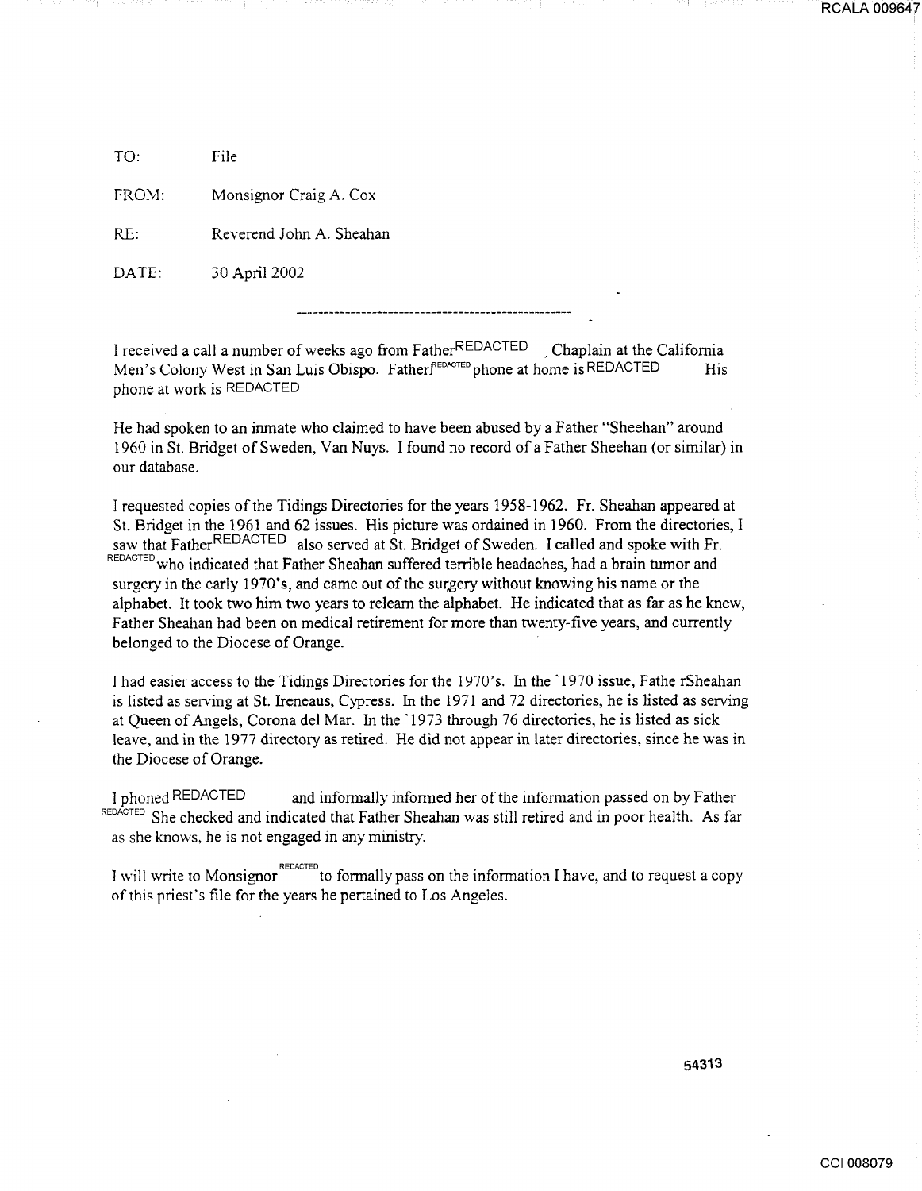TO: File

FROM: Monsignor Craig A. Cox

RE: Reverend John A. Sheahan

DATE: 30 April 2002

---

I received a call a number of weeks ago from Father REDACTED , Chaplain at the California Men's Colony West in San Luis Obispo. Father REDACTED phone at home is REDACTED His phone at work is REDACTED

He had spoken to an inmate who claimed to have been abused by a Father "Sheehan" around 1960 in St. Bridget of Sweden, Van Nuys. I found no record of a Father Sheehan (or similar) in our database.

I requested copies of the Tidings Directories for the years 1958-1962. Fr. Sheahan appeared at St. Bridget in the 1961 and 62 issues. His picture was ordained in 1960. From the directories, I saw that Father REDACTED also served at St. Bridget of Sweden. I called and spoke with Fr. REDACTED who indicated that Father Sheahan suffered terrible headaches, had a brain tumor and surgery in the early 1970's, and came out of the surgery without knowing his name or the alphabet. It took two him two years to relearn the alphabet. He indicated that as far as he knew, Father Sheahan had been on medical retirement for more than twenty-five years, and currently belonged to the Diocese of Orange.

I had easier access to the Tidings Directories for the 1970's. In the `1970 issue, Fathe rSheahan is listed as serving at St. Ireneaus, Cypress. In the 1971 and 72 directories, he is listed as serving at Queen of Angels, Corona del Mar. In the `1973 through 76 directories, he is listed as sick leave, and in the 1977 directory as retired. He did not appear in later directories, since he was in the Diocese of Orange.

I phoned REDACTED and informally informed her of the information passed on by Father REDACTED She checked and indicated that Father Sheahan was still retired and in poor health. As far as she knows, he is not engaged in any ministry.

I will write to Monsignor REDACTED to formally pass on the information I have, and to request a copy of this priest's file for the years he pertained to Los Angeles.

54313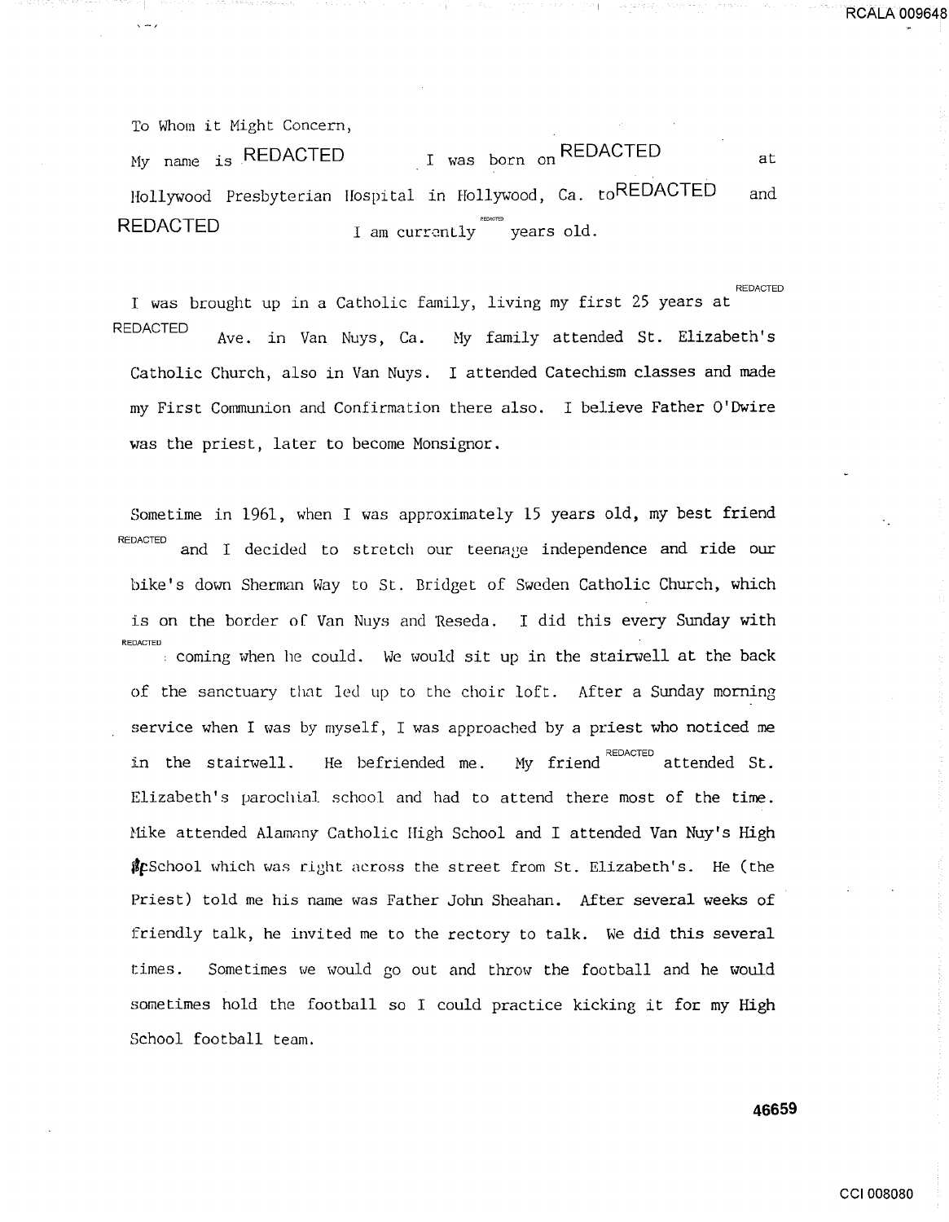To Whom it Might Concern,

My name is REDACTED I was born on REDACTED at Hollywood Presbyterian Hospital in Hollywood, Ca. to REDACTED and REDACTED I am currently REDACTED years old.

I was brought up in a Catholic family, living my first 25 years at REDACTED Ave. in Van Nuys, Ca. My family attended St. Elizabeth's Catholic Church, also in Van Nuys. I attended Catechism classes and made my First Communion and Confirmation there also. I believe Father O'Dwire was the priest, later to become Monsignor.

Sometime in 1961, when I was approximately 15 years old, my best friend REDACTED and I decided to stretch our teenage independence and ride our bike's down Sherman Way to St. Bridget of Sweden Catholic Church, which is on the border of Van Nuys and Reseda. I did this every Sunday with REDACTED coming when he could. We would sit up in the stairwell at the back of the sanctuary that led up to the choir loft. After a Sunday morning service when I was by myself, I was approached by a priest who noticed me in the stairwell. He befriended me. My friend REDACTED attended St. Elizabeth's parochial school and had to attend there most of the time. Mike attended Alamany Catholic High School and I attended Van Nuy's High School which was right across the street from St. Elizabeth's. He (the Priest) told me his name was Father John Sheahan. After several weeks of friendly talk, he invited me to the rectory to talk. We did this several times. Sometimes we would go out and throw the football and he would sometimes hold the football so I could practice kicking it for my High School football team.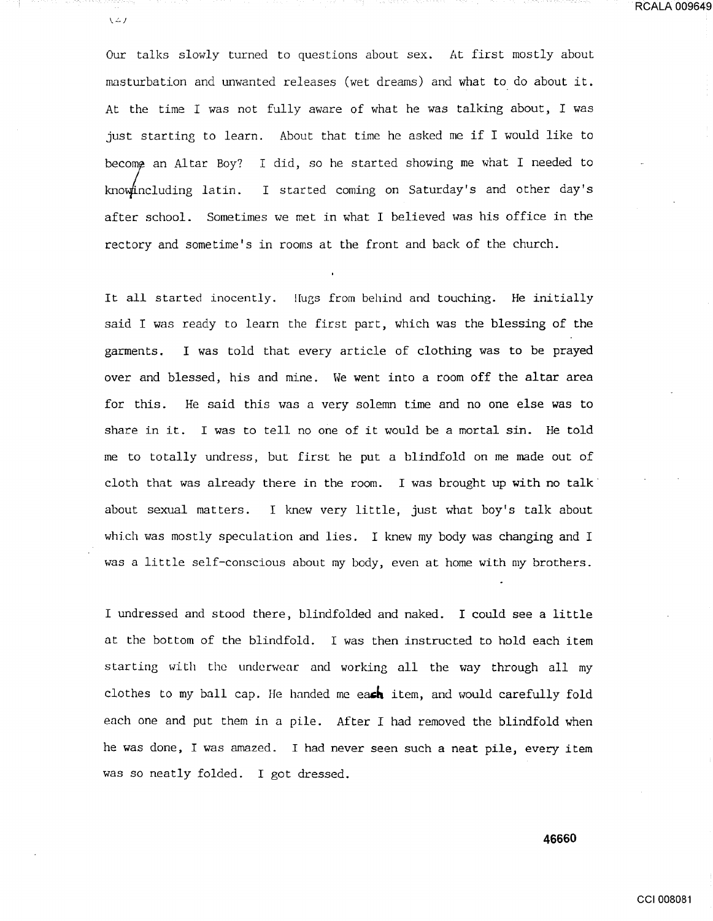Our talks slowly turned to questions about sex. At first mostly about masturbation and unwanted releases (wet dreams) and what to do about it. At the time I was not fully aware of what he was talking about, I was just starting to learn. About that time he asked me if I would like to become an Altar Boy? I did, so he started showing me what I needed to know including latin. I started coming on Saturday's and other day's after school. Sometimes we met in what I believed was his office in the rectory and sometime's in rooms at the front and back of the church.

It all started inocently. Hugs from behind and touching. He initially said I was ready to learn the first part, which was the blessing of the garments. I was told that every article of clothing was to be prayed over and blessed, his and mine. We went into a room off the altar area for this. He said this was a very solemn time and no one else was to share in it. I was to tell no one of it would be a mortal sin. He told me to totally undress, but first he put a blindfold on me made out of cloth that was already there in the room. I was brought up with no talk about sexual matters. I knew very little, just what boy's talk about which was mostly speculation and lies. I knew my body was changing and I was a little self-conscious about my body, even at home with my brothers.

I undressed and stood there, blindfolded and naked. I could see a little at the bottom of the blindfold. I was then instructed to hold each item starting with the underwear and working all the way through all my clothes to my ball cap. He handed me each item, and would carefully fold each one and put them in a pile. After I had removed the blindfold when he was done, I was amazed. I had never seen such a neat pile, every item was so neatly folded. I got dressed.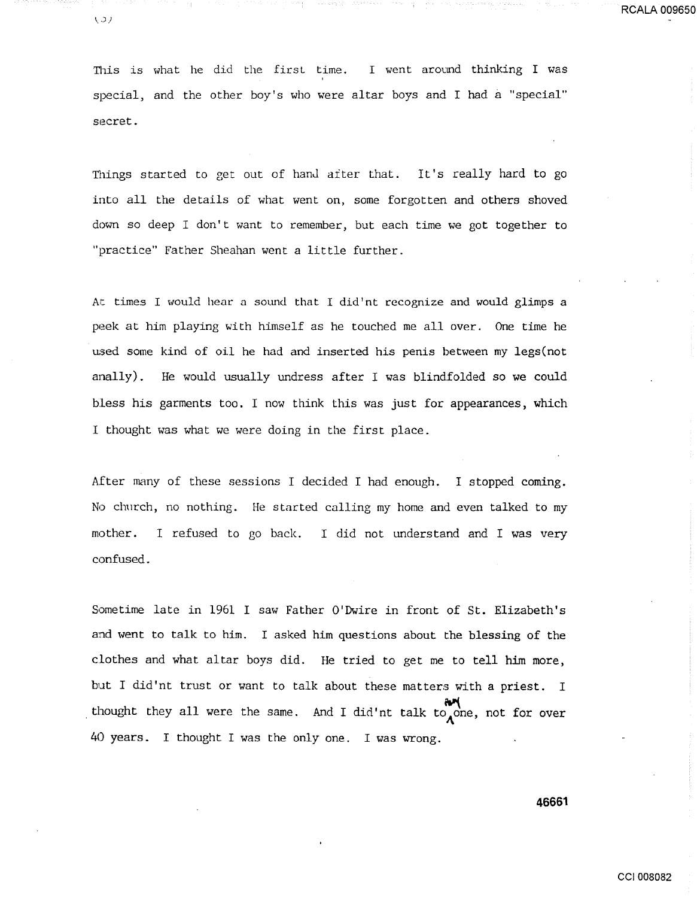This is what he did the first time. I went around thinking I was special, and the other boy's who were altar boys and I had a "special" secret.

Things started to get out of hand after that. It's really hard to go into all the details of what went on, some forgotten and others shoved down so deep I don't want to remember, but each time we got together to "practice" Father Sheahan went a little further.

At times I would hear a sound that I did'nt recognize and would glimps a peek at him playing with himself as he touched me all over. One time he used some kind of oil he had and inserted his penis between my legs(not anally). He would usually undress after I was blindfolded so we could bless his garments too. I now think this was just for appearances, which I thought was what we were doing in the first place.

After many of these sessions I decided I had enough. I stopped coming. No church, no nothing. He started calling my home and even talked to my mother. I refused to go back. I did not understand and I was very confused.

Sometime late in 1961 I saw Father O'Dwire in front of St. Elizabeth's and went to talk to him. I asked him questions about the blessing of the clothes and what altar boys did. He tried to get me to tell him more, but I did'nt trust or want to talk about these matters with a priest. I thought they all were the same. And I did'nt talk to anyone, not for over 40 years. I thought I was the only one. I was wrong.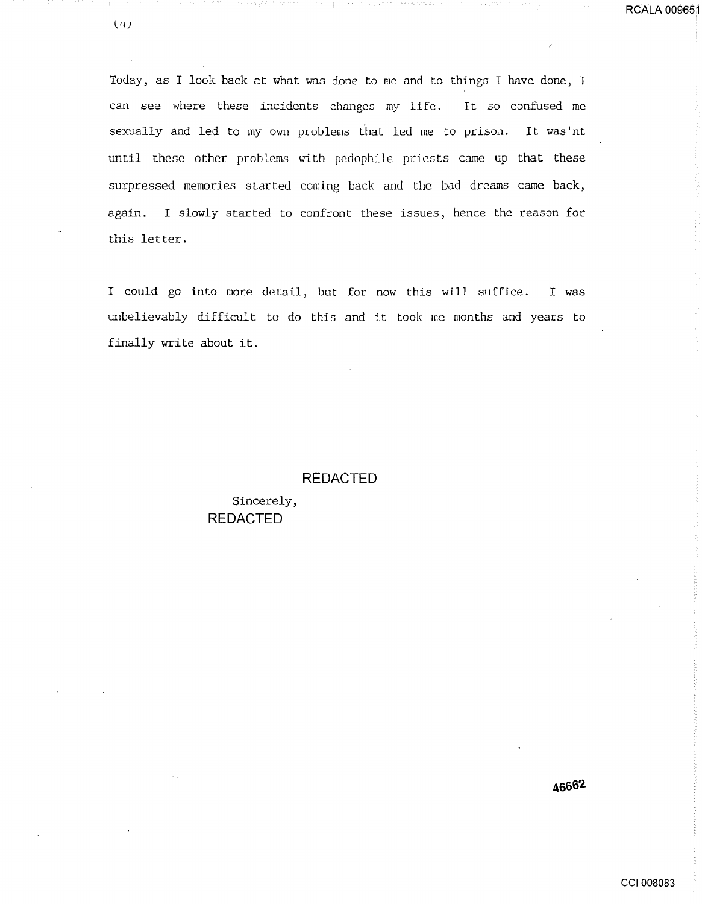Today, as I look back at what was done to me and to things I have done, I can see where these incidents changes my life. It so confused me sexually and led to my own problems that led me to prison. It was'nt until these other problems with pedophile priests came up that these surpressed memories started coming back and the bad dreams came back, again. I slowly started to confront these issues, hence the reason for this letter.

I could go into more detail, but for now this will suffice. I was unbelievably difficult to do this and it took me months and years to finally write about it.

REDACTED

Sincerely,
REDACTED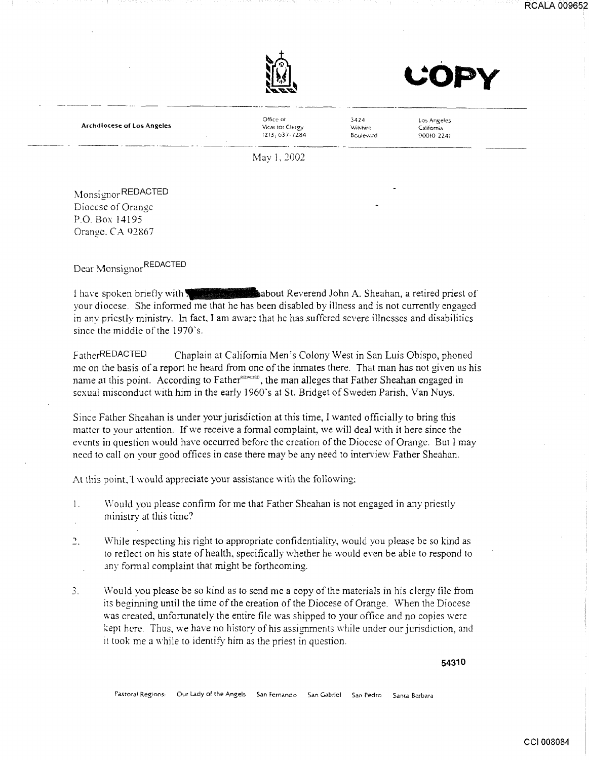COPY

**Archdiocese of Los Angeles**

Office of Vicar for Clergy (213) 637-7284 | 3424 Wilshire Boulevard | Los Angeles California 90010-2241

May 1, 2002

Monsignor REDACTED
Diocese of Orange
P.O. Box 14195
Orange, CA 92867

Dear Monsignor REDACTED

I have spoken briefly with [redacted] about Reverend John A. Sheahan, a retired priest of your diocese. She informed me that he has been disabled by illness and is not currently engaged in any priestly ministry. In fact, I am aware that he has suffered severe illnesses and disabilities since the middle of the 1970's.

Father REDACTED Chaplain at California Men's Colony West in San Luis Obispo, phoned me on the basis of a report he heard from one of the inmates there. That man has not given us his name at this point. According to Father REDACTED, the man alleges that Father Sheahan engaged in sexual misconduct with him in the early 1960's at St. Bridget of Sweden Parish, Van Nuys.

Since Father Sheahan is under your jurisdiction at this time, I wanted officially to bring this matter to your attention. If we receive a formal complaint, we will deal with it here since the events in question would have occurred before the creation of the Diocese of Orange. But I may need to call on your good offices in case there may be any need to interview Father Sheahan.

At this point, I would appreciate your assistance with the following:

1. Would you please confirm for me that Father Sheahan is not engaged in any priestly ministry at this time?

2. While respecting his right to appropriate confidentiality, would you please be so kind as to reflect on his state of health, specifically whether he would even be able to respond to any formal complaint that might be forthcoming.

3. Would you please be so kind as to send me a copy of the materials in his clergy file from its beginning until the time of the creation of the Diocese of Orange. When the Diocese was created, unfortunately the entire file was shipped to your office and no copies were kept here. Thus, we have no history of his assignments while under our jurisdiction, and it took me a while to identify him as the priest in question.

Pastoral Regions: Our Lady of the Angels San Fernando San Gabriel San Pedro Santa Barbara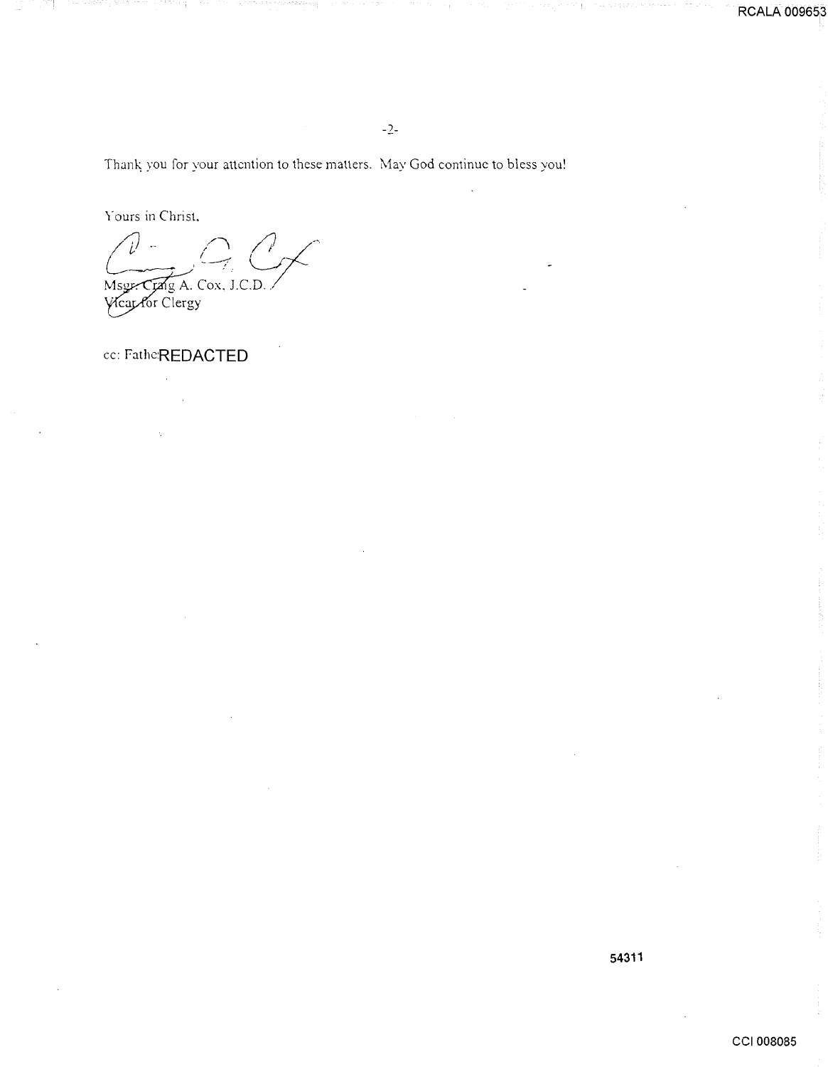Thank you for your attention to these matters. May God continue to bless you!

Yours in Christ,

Msgr. Craig A. Cox, J.C.D.
Vicar for Clergy

cc: FatheREDACTED

54311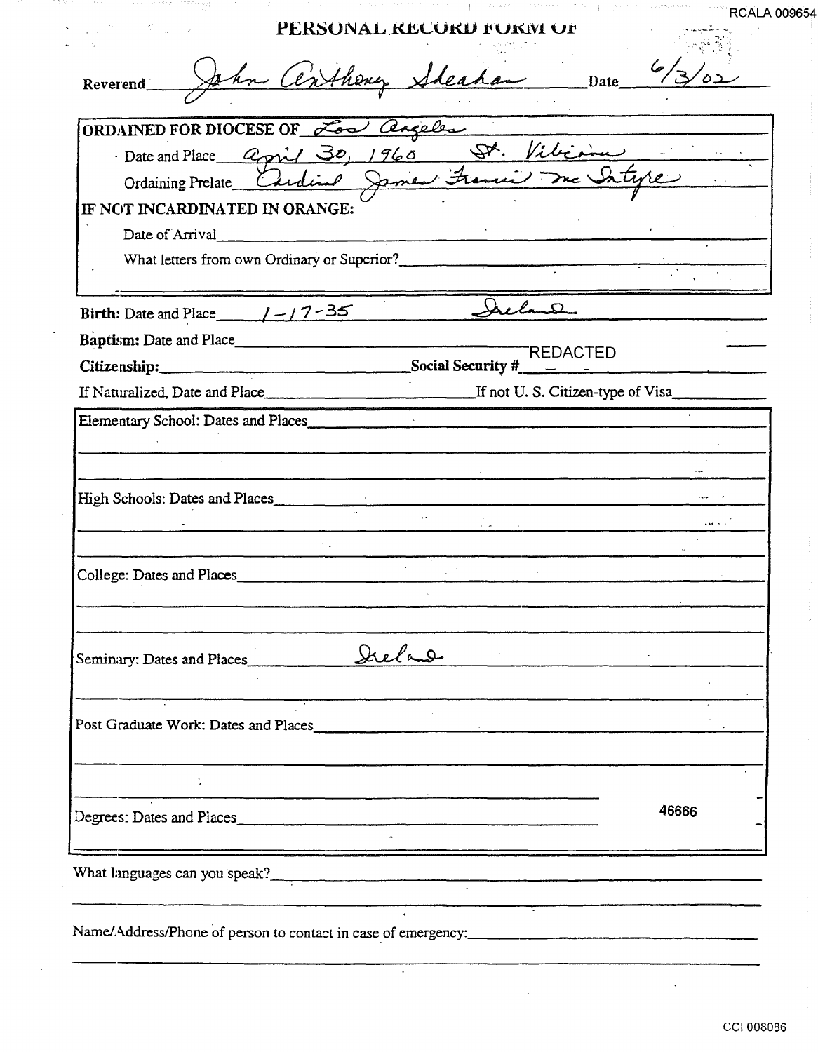# PERSONAL RECORD FORM OF

Reverend John Anthony Sheahan Date 6/3/02

**ORDAINED FOR DIOCESE OF** Los Angeles

Date and Place April 30, 1960 St. Vibiana

Ordaining Prelate Cardinal James Francis McIntyre

**IF NOT INCARDINATED IN ORANGE:**

Date of Arrival

What letters from own Ordinary or Superior?

**Birth:** Date and Place 1-17-35 Ireland

**Baptism:** Date and Place

**Citizenship:** **Social Security #** REDACTED

If Naturalized, Date and Place If not U. S. Citizen-type of Visa

Elementary School: Dates and Places

High Schools: Dates and Places

College: Dates and Places

Seminary: Dates and Places Ireland

Post Graduate Work: Dates and Places

Degrees: Dates and Places

46666

What languages can you speak?

Name/Address/Phone of person to contact in case of emergency: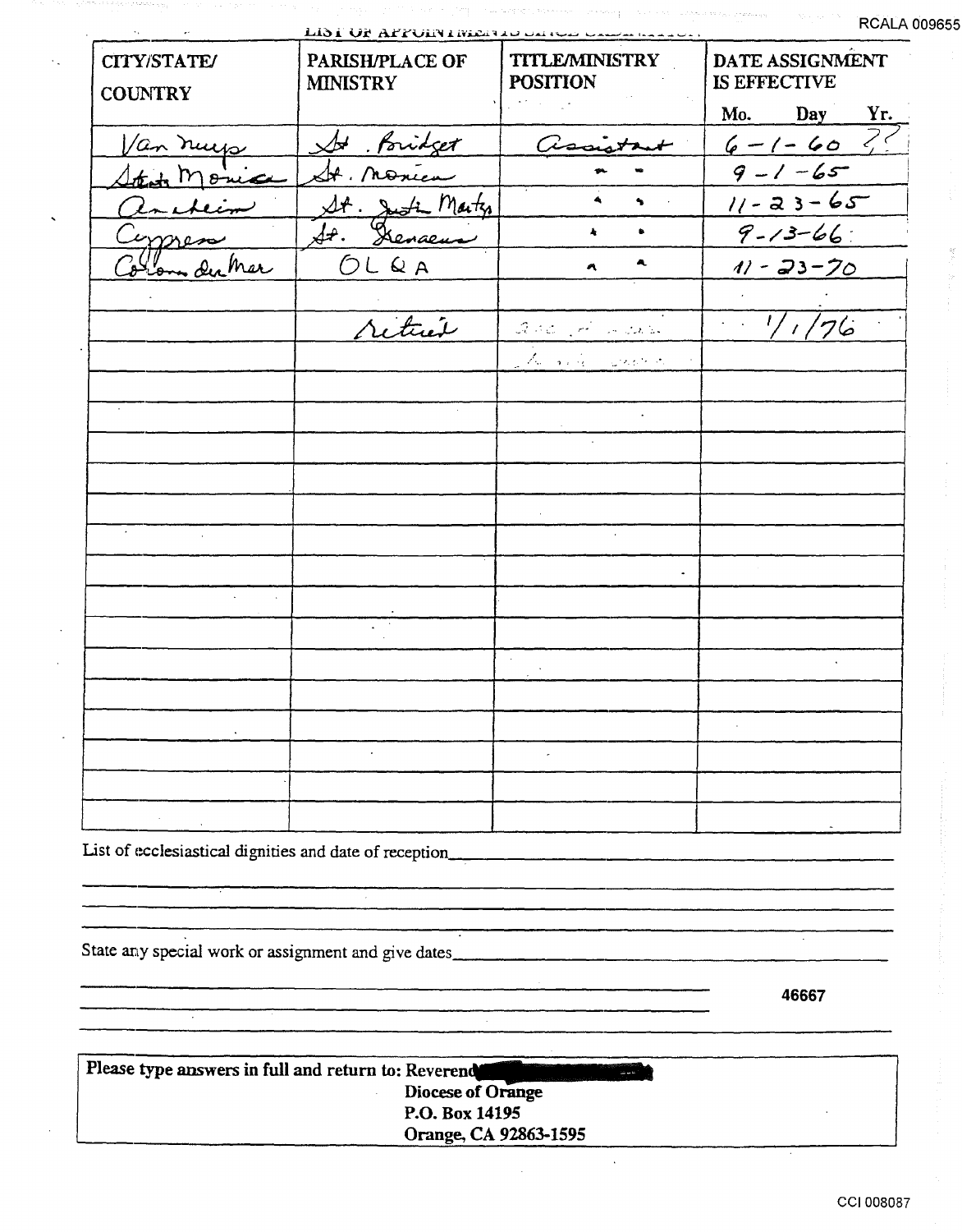LIST OF APPOINTMENTS SINCE ORDINATION

| CITY/STATE/ COUNTRY | PARISH/PLACE OF MINISTRY | TITLE/MINISTRY POSITION | DATE ASSIGNMENT IS EFFECTIVE Mo. Day Yr. |
|---|---|---|---|
| Van Nuys | St. Bridget | Assistant | 6-1-60 ?? |
| Santa Monica | St. Monica | " " | 9-1-65 |
| Anaheim | St. Justin Martyr | " " | 11-23-65 |
| Cypress | St. Irenaeus | " " | 9-13-66 |
| Corona del Mar | OLQA | " " | 11-23-70 |
| | | | |
| | Retired | | 1/1/76 |
| | | | |
| | | | |
| | | | |
| | | | |
| | | | |
| | | | |
| | | | |
| | | | |
| | | | |
| | | | |
| | | | |
| | | | |
| | | | |
| | | | |

List of ecclesiastical dignities and date of reception\_\_\_\_\_\_\_\_\_\_\_\_\_\_\_\_\_\_\_\_\_\_\_\_\_\_\_\_\_\_

State any special work or assignment and give dates\_\_\_\_\_\_\_\_\_\_\_\_\_\_\_\_\_\_\_\_\_\_\_\_\_\_\_\_\_\_

46667

**Please type answers in full and return to: Reverend [REDACTED]**
**Diocese of Orange**
**P.O. Box 14195**
**Orange, CA 92863-1595**

CCI 008087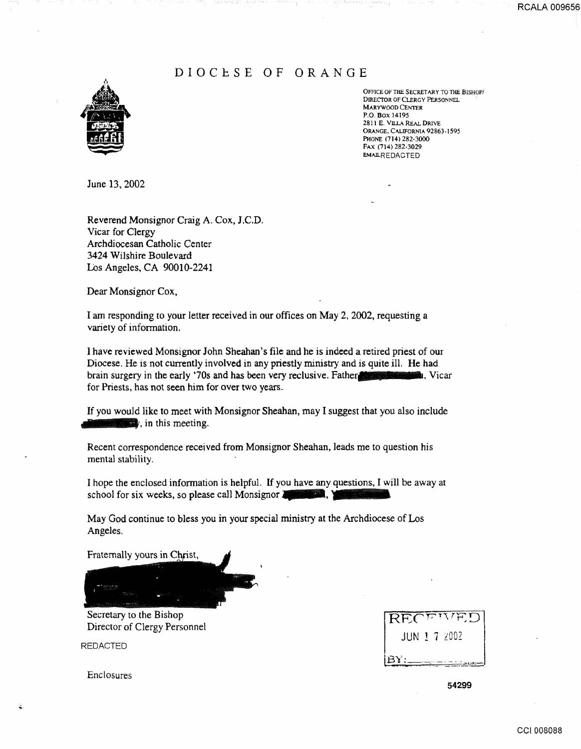# DIOCESE OF ORANGE

OFFICE OF THE SECRETARY TO THE BISHOP/
DIRECTOR OF CLERGY PERSONNEL
MARYWOOD CENTER
P.O. BOX 14195
2811 E. VILLA REAL DRIVE
ORANGE, CALIFORNIA 92863-1595
PHONE (714) 282-3000
FAX (714) 282-3029
EMAIL REDACTED

June 13, 2002

Reverend Monsignor Craig A. Cox, J.C.D.
Vicar for Clergy
Archdiocesan Catholic Center
3424 Wilshire Boulevard
Los Angeles, CA 90010-2241

Dear Monsignor Cox,

I am responding to your letter received in our offices on May 2, 2002, requesting a variety of information.

I have reviewed Monsignor John Sheahan's file and he is indeed a retired priest of our Diocese. He is not currently involved in any priestly ministry and is quite ill. He had brain surgery in the early '70s and has been very reclusive. Father [REDACTED], Vicar for Priests, has not seen him for over two years.

If you would like to meet with Monsignor Sheahan, may I suggest that you also include [REDACTED], in this meeting.

Recent correspondence received from Monsignor Sheahan, leads me to question his mental stability.

I hope the enclosed information is helpful. If you have any questions, I will be away at school for six weeks, so please call Monsignor [REDACTED], [REDACTED]

May God continue to bless you in your special ministry at the Archdiocese of Los Angeles.

Fraternally yours in Christ,

[REDACTED]

Secretary to the Bishop
Director of Clergy Personnel

REDACTED

Enclosures

RECEIVED
JUN 17 2002
BY: \_\_\_\_\_\_

54299